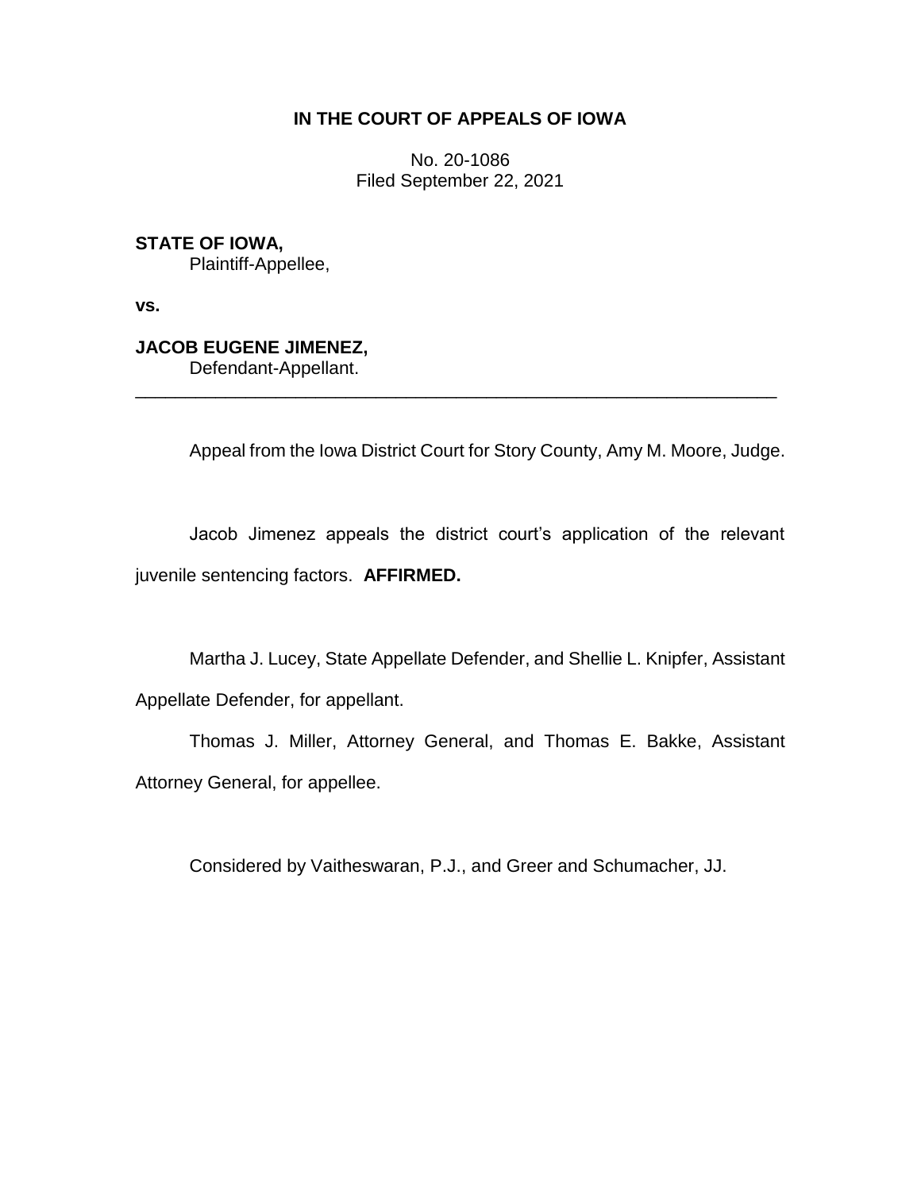# IN THE COURT OF APPEALS OF IOWA

No. 20-1086
Filed September 22, 2021

**STATE OF IOWA,**
Plaintiff-Appellee,

**vs.**

**JACOB EUGENE JIMENEZ,**
Defendant-Appellant.

---

Appeal from the Iowa District Court for Story County, Amy M. Moore, Judge.

Jacob Jimenez appeals the district court's application of the relevant juvenile sentencing factors. **AFFIRMED.**

Martha J. Lucey, State Appellate Defender, and Shellie L. Knipfer, Assistant Appellate Defender, for appellant.

Thomas J. Miller, Attorney General, and Thomas E. Bakke, Assistant Attorney General, for appellee.

Considered by Vaitheswaran, P.J., and Greer and Schumacher, JJ.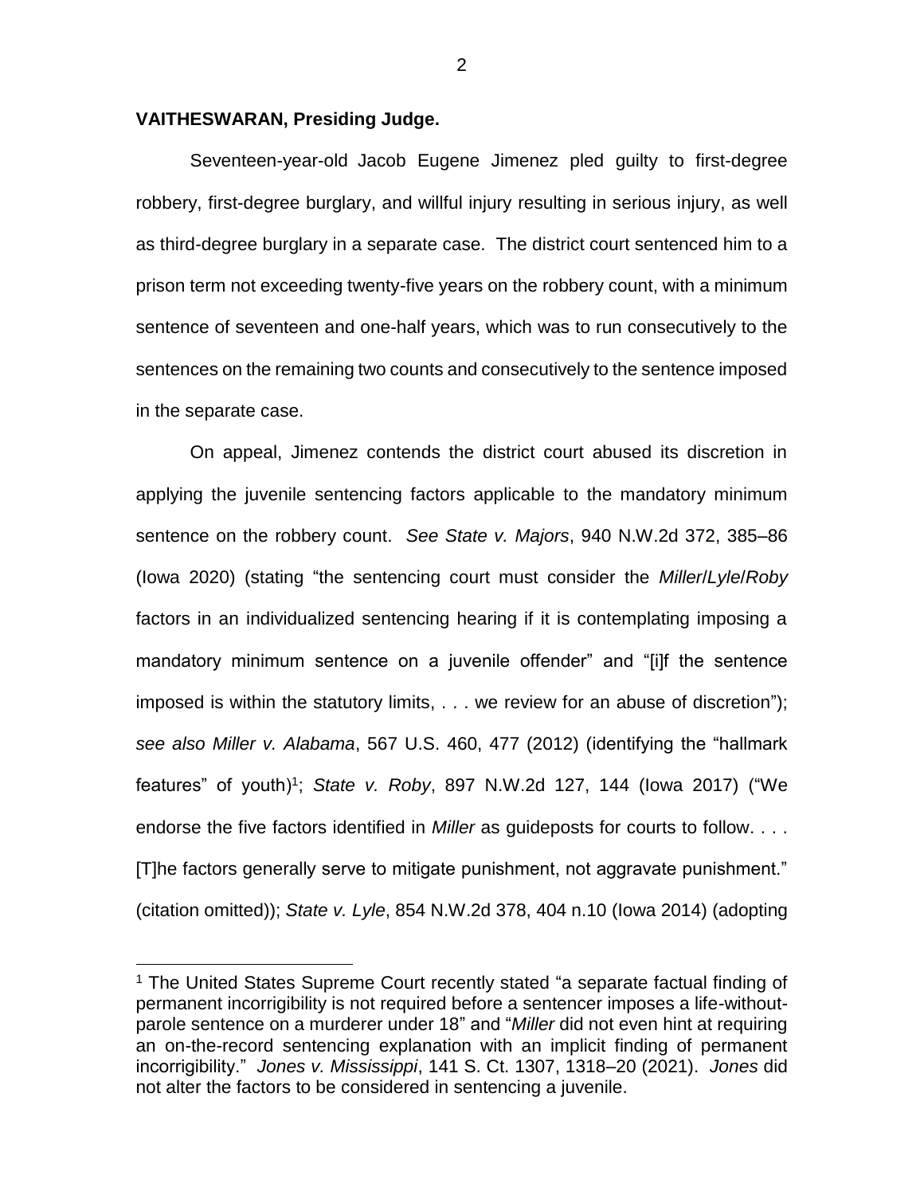**VAITHESWARAN, Presiding Judge.**

Seventeen-year-old Jacob Eugene Jimenez pled guilty to first-degree robbery, first-degree burglary, and willful injury resulting in serious injury, as well as third-degree burglary in a separate case. The district court sentenced him to a prison term not exceeding twenty-five years on the robbery count, with a minimum sentence of seventeen and one-half years, which was to run consecutively to the sentences on the remaining two counts and consecutively to the sentence imposed in the separate case.

On appeal, Jimenez contends the district court abused its discretion in applying the juvenile sentencing factors applicable to the mandatory minimum sentence on the robbery count. *See State v. Majors*, 940 N.W.2d 372, 385–86 (Iowa 2020) (stating "the sentencing court must consider the *Miller*/*Lyle*/*Roby* factors in an individualized sentencing hearing if it is contemplating imposing a mandatory minimum sentence on a juvenile offender" and "[i]f the sentence imposed is within the statutory limits, . . . we review for an abuse of discretion"); *see also Miller v. Alabama*, 567 U.S. 460, 477 (2012) (identifying the "hallmark features" of youth)[1]; *State v. Roby*, 897 N.W.2d 127, 144 (Iowa 2017) ("We endorse the five factors identified in *Miller* as guideposts for courts to follow. . . . [T]he factors generally serve to mitigate punishment, not aggravate punishment." (citation omitted)); *State v. Lyle*, 854 N.W.2d 378, 404 n.10 (Iowa 2014) (adopting

[1] The United States Supreme Court recently stated "a separate factual finding of permanent incorrigibility is not required before a sentencer imposes a life-without-parole sentence on a murderer under 18" and "*Miller* did not even hint at requiring an on-the-record sentencing explanation with an implicit finding of permanent incorrigibility." *Jones v. Mississippi*, 141 S. Ct. 1307, 1318–20 (2021). *Jones* did not alter the factors to be considered in sentencing a juvenile.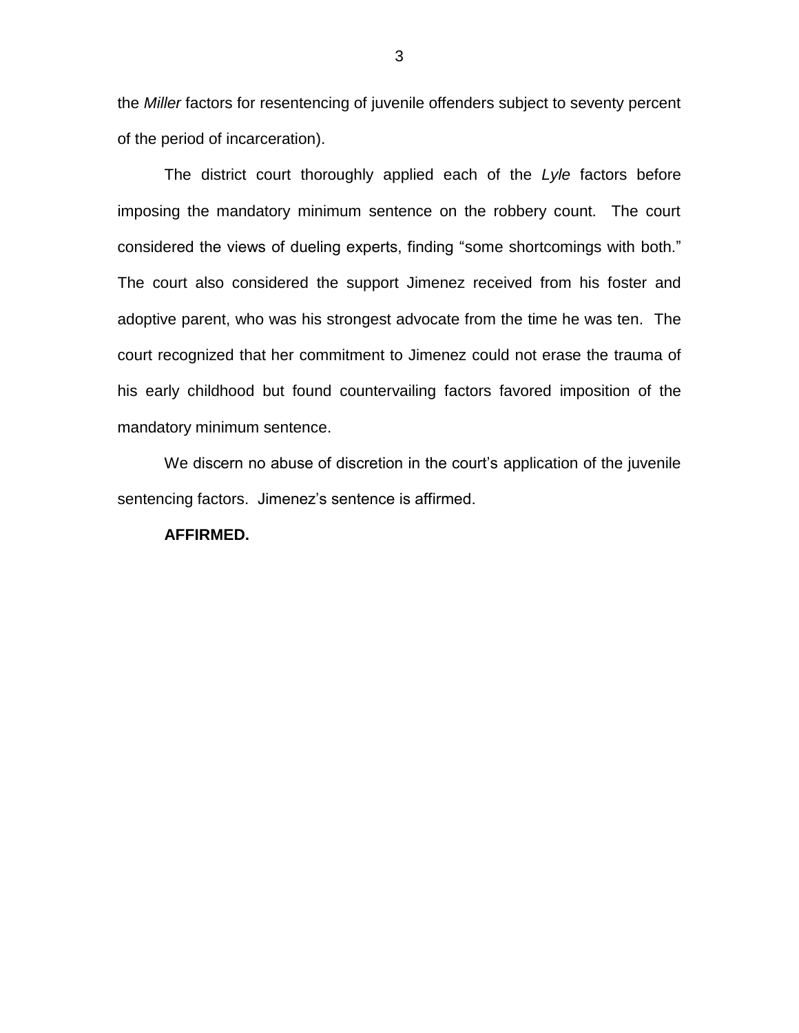the *Miller* factors for resentencing of juvenile offenders subject to seventy percent of the period of incarceration).

The district court thoroughly applied each of the *Lyle* factors before imposing the mandatory minimum sentence on the robbery count. The court considered the views of dueling experts, finding "some shortcomings with both." The court also considered the support Jimenez received from his foster and adoptive parent, who was his strongest advocate from the time he was ten. The court recognized that her commitment to Jimenez could not erase the trauma of his early childhood but found countervailing factors favored imposition of the mandatory minimum sentence.

We discern no abuse of discretion in the court's application of the juvenile sentencing factors. Jimenez's sentence is affirmed.

**AFFIRMED.**